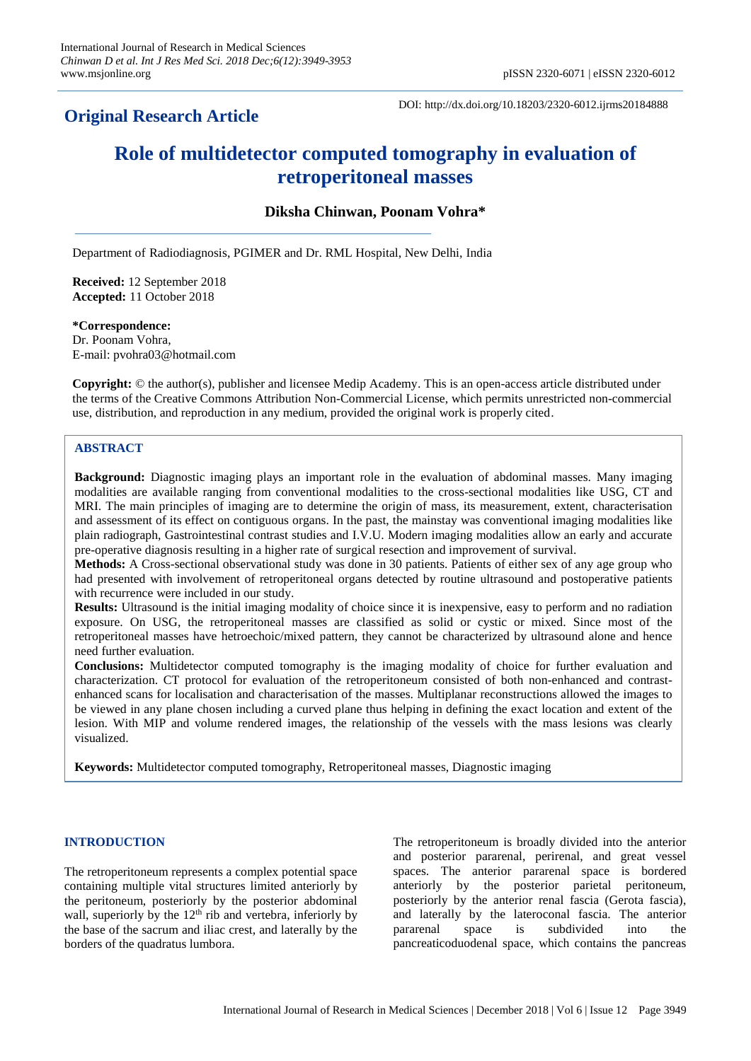**Original Research Article**

DOI: http://dx.doi.org/10.18203/2320-6012.ijrms20184888

# Role of multidetector computed tomography in evaluation of retroperitoneal masses

**Diksha Chinwan, Poonam Vohra***

Department of Radiodiagnosis, PGIMER and Dr. RML Hospital, New Delhi, India

**Received:** 12 September 2018
**Accepted:** 11 October 2018

***Correspondence:**
Dr. Poonam Vohra,
E-mail: pvohra03@hotmail.com

**Copyright:** © the author(s), publisher and licensee Medip Academy. This is an open-access article distributed under the terms of the Creative Commons Attribution Non-Commercial License, which permits unrestricted non-commercial use, distribution, and reproduction in any medium, provided the original work is properly cited.

## ABSTRACT

**Background:** Diagnostic imaging plays an important role in the evaluation of abdominal masses. Many imaging modalities are available ranging from conventional modalities to the cross-sectional modalities like USG, CT and MRI. The main principles of imaging are to determine the origin of mass, its measurement, extent, characterisation and assessment of its effect on contiguous organs. In the past, the mainstay was conventional imaging modalities like plain radiograph, Gastrointestinal contrast studies and I.V.U. Modern imaging modalities allow an early and accurate pre-operative diagnosis resulting in a higher rate of surgical resection and improvement of survival.

**Methods:** A Cross-sectional observational study was done in 30 patients. Patients of either sex of any age group who had presented with involvement of retroperitoneal organs detected by routine ultrasound and postoperative patients with recurrence were included in our study.

**Results:** Ultrasound is the initial imaging modality of choice since it is inexpensive, easy to perform and no radiation exposure. On USG, the retroperitoneal masses are classified as solid or cystic or mixed. Since most of the retroperitoneal masses have hetroechoic/mixed pattern, they cannot be characterized by ultrasound alone and hence need further evaluation.

**Conclusions:** Multidetector computed tomography is the imaging modality of choice for further evaluation and characterization. CT protocol for evaluation of the retroperitoneum consisted of both non-enhanced and contrast-enhanced scans for localisation and characterisation of the masses. Multiplanar reconstructions allowed the images to be viewed in any plane chosen including a curved plane thus helping in defining the exact location and extent of the lesion. With MIP and volume rendered images, the relationship of the vessels with the mass lesions was clearly visualized.

**Keywords:** Multidetector computed tomography, Retroperitoneal masses, Diagnostic imaging

## INTRODUCTION

The retroperitoneum represents a complex potential space containing multiple vital structures limited anteriorly by the peritoneum, posteriorly by the posterior abdominal wall, superiorly by the 12th rib and vertebra, inferiorly by the base of the sacrum and iliac crest, and laterally by the borders of the quadratus lumbora.

The retroperitoneum is broadly divided into the anterior and posterior pararenal, perirenal, and great vessel spaces. The anterior pararenal space is bordered anteriorly by the posterior parietal peritoneum, posteriorly by the anterior renal fascia (Gerota fascia), and laterally by the lateroconal fascia. The anterior pararenal space is subdivided into the pancreaticoduodenal space, which contains the pancreas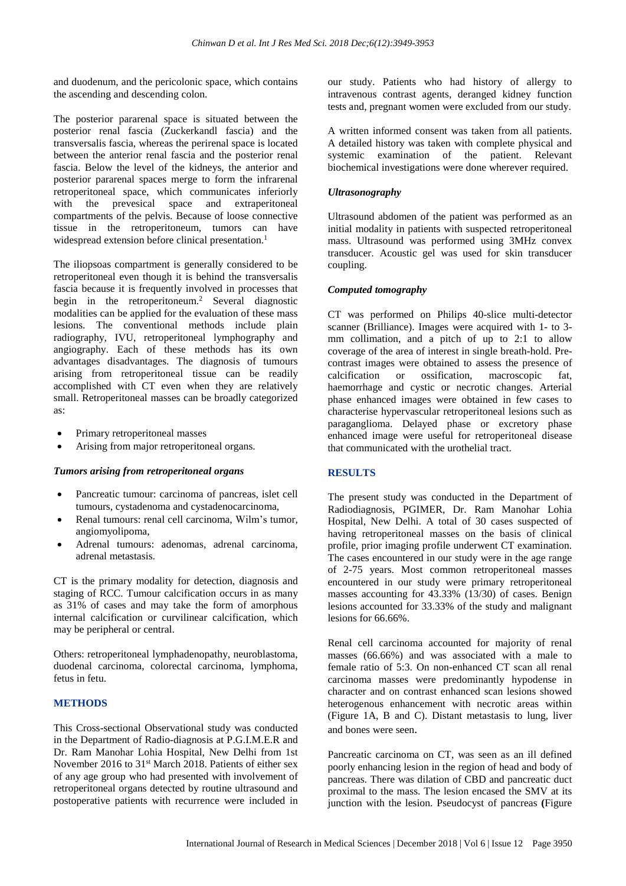and duodenum, and the pericolonic space, which contains the ascending and descending colon.

The posterior pararenal space is situated between the posterior renal fascia (Zuckerkandl fascia) and the transversalis fascia, whereas the perirenal space is located between the anterior renal fascia and the posterior renal fascia. Below the level of the kidneys, the anterior and posterior pararenal spaces merge to form the infrarenal retroperitoneal space, which communicates inferiorly with the prevesical space and extraperitoneal compartments of the pelvis. Because of loose connective tissue in the retroperitoneum, tumors can have widespread extension before clinical presentation.[1]

The iliopsoas compartment is generally considered to be retroperitoneal even though it is behind the transversalis fascia because it is frequently involved in processes that begin in the retroperitoneum.[2] Several diagnostic modalities can be applied for the evaluation of these mass lesions. The conventional methods include plain radiography, IVU, retroperitoneal lymphography and angiography. Each of these methods has its own advantages disadvantages. The diagnosis of tumours arising from retroperitoneal tissue can be readily accomplished with CT even when they are relatively small. Retroperitoneal masses can be broadly categorized as:

- Primary retroperitoneal masses
- Arising from major retroperitoneal organs.

### *Tumors arising from retroperitoneal organs*

- Pancreatic tumour: carcinoma of pancreas, islet cell tumours, cystadenoma and cystadenocarcinoma,
- Renal tumours: renal cell carcinoma, Wilm's tumor, angiomyolipoma,
- Adrenal tumours: adenomas, adrenal carcinoma, adrenal metastasis.

CT is the primary modality for detection, diagnosis and staging of RCC. Tumour calcification occurs in as many as 31% of cases and may take the form of amorphous internal calcification or curvilinear calcification, which may be peripheral or central.

Others: retroperitoneal lymphadenopathy, neuroblastoma, duodenal carcinoma, colorectal carcinoma, lymphoma, fetus in fetu.

## METHODS

This Cross-sectional Observational study was conducted in the Department of Radio-diagnosis at P.G.I.M.E.R and Dr. Ram Manohar Lohia Hospital, New Delhi from 1st November 2016 to 31st March 2018. Patients of either sex of any age group who had presented with involvement of retroperitoneal organs detected by routine ultrasound and postoperative patients with recurrence were included in our study. Patients who had history of allergy to intravenous contrast agents, deranged kidney function tests and, pregnant women were excluded from our study.

A written informed consent was taken from all patients. A detailed history was taken with complete physical and systemic examination of the patient. Relevant biochemical investigations were done wherever required.

### *Ultrasonography*

Ultrasound abdomen of the patient was performed as an initial modality in patients with suspected retroperitoneal mass. Ultrasound was performed using 3MHz convex transducer. Acoustic gel was used for skin transducer coupling.

### *Computed tomography*

CT was performed on Philips 40-slice multi-detector scanner (Brilliance). Images were acquired with 1- to 3-mm collimation, and a pitch of up to 2:1 to allow coverage of the area of interest in single breath-hold. Pre-contrast images were obtained to assess the presence of calcification or ossification, macroscopic fat, haemorrhage and cystic or necrotic changes. Arterial phase enhanced images were obtained in few cases to characterise hypervascular retroperitoneal lesions such as paraganglioma. Delayed phase or excretory phase enhanced image were useful for retroperitoneal disease that communicated with the urothelial tract.

## RESULTS

The present study was conducted in the Department of Radiodiagnosis, PGIMER, Dr. Ram Manohar Lohia Hospital, New Delhi. A total of 30 cases suspected of having retroperitoneal masses on the basis of clinical profile, prior imaging profile underwent CT examination. The cases encountered in our study were in the age range of 2-75 years. Most common retroperitoneal masses encountered in our study were primary retroperitoneal masses accounting for 43.33% (13/30) of cases. Benign lesions accounted for 33.33% of the study and malignant lesions for 66.66%.

Renal cell carcinoma accounted for majority of renal masses (66.66%) and was associated with a male to female ratio of 5:3. On non-enhanced CT scan all renal carcinoma masses were predominantly hypodense in character and on contrast enhanced scan lesions showed heterogenous enhancement with necrotic areas within (Figure 1A, B and C). Distant metastasis to lung, liver and bones were seen.

Pancreatic carcinoma on CT, was seen as an ill defined poorly enhancing lesion in the region of head and body of pancreas. There was dilation of CBD and pancreatic duct proximal to the mass. The lesion encased the SMV at its junction with the lesion. Pseudocyst of pancreas **(**Figure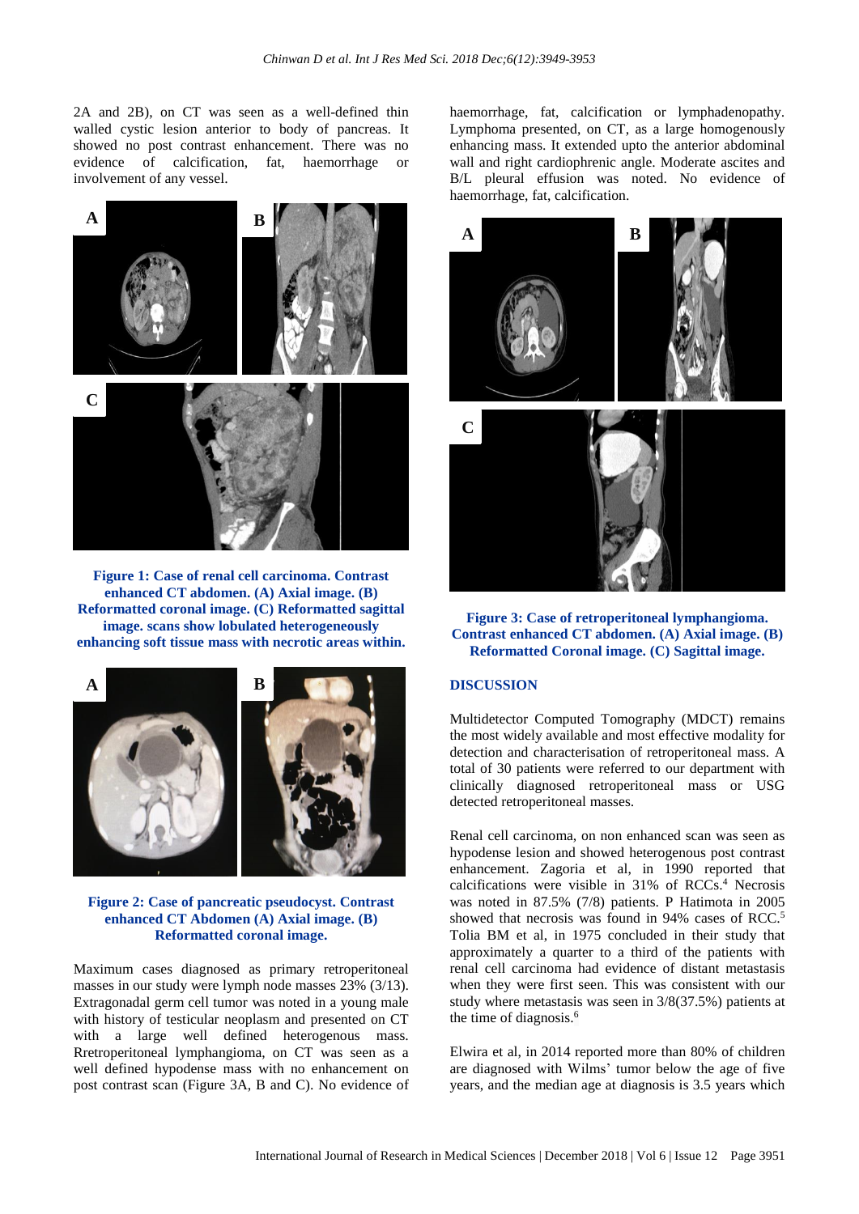2A and 2B), on CT was seen as a well-defined thin walled cystic lesion anterior to body of pancreas. It showed no post contrast enhancement. There was no evidence of calcification, fat, haemorrhage or involvement of any vessel.

**Figure 1: Case of renal cell carcinoma. Contrast enhanced CT abdomen. (A) Axial image. (B) Reformatted coronal image. (C) Reformatted sagittal image. scans show lobulated heterogeneously enhancing soft tissue mass with necrotic areas within.**

**Figure 2: Case of pancreatic pseudocyst. Contrast enhanced CT Abdomen (A) Axial image. (B) Reformatted coronal image.**

Maximum cases diagnosed as primary retroperitoneal masses in our study were lymph node masses 23% (3/13). Extragonadal germ cell tumor was noted in a young male with history of testicular neoplasm and presented on CT with a large well defined heterogenous mass. Rretroperitoneal lymphangioma, on CT was seen as a well defined hypodense mass with no enhancement on post contrast scan (Figure 3A, B and C). No evidence of haemorrhage, fat, calcification or lymphadenopathy. Lymphoma presented, on CT, as a large homogenously enhancing mass. It extended upto the anterior abdominal wall and right cardiophrenic angle. Moderate ascites and B/L pleural effusion was noted. No evidence of haemorrhage, fat, calcification.

**Figure 3: Case of retroperitoneal lymphangioma. Contrast enhanced CT abdomen. (A) Axial image. (B) Reformatted Coronal image. (C) Sagittal image.**

## DISCUSSION

Multidetector Computed Tomography (MDCT) remains the most widely available and most effective modality for detection and characterisation of retroperitoneal mass. A total of 30 patients were referred to our department with clinically diagnosed retroperitoneal mass or USG detected retroperitoneal masses.

Renal cell carcinoma, on non enhanced scan was seen as hypodense lesion and showed heterogenous post contrast enhancement. Zagoria et al, in 1990 reported that calcifications were visible in 31% of RCCs.[4] Necrosis was noted in 87.5% (7/8) patients. P Hatimota in 2005 showed that necrosis was found in 94% cases of RCC.[5] Tolia BM et al, in 1975 concluded in their study that approximately a quarter to a third of the patients with renal cell carcinoma had evidence of distant metastasis when they were first seen. This was consistent with our study where metastasis was seen in 3/8(37.5%) patients at the time of diagnosis.[6]

Elwira et al, in 2014 reported more than 80% of children are diagnosed with Wilms' tumor below the age of five years, and the median age at diagnosis is 3.5 years which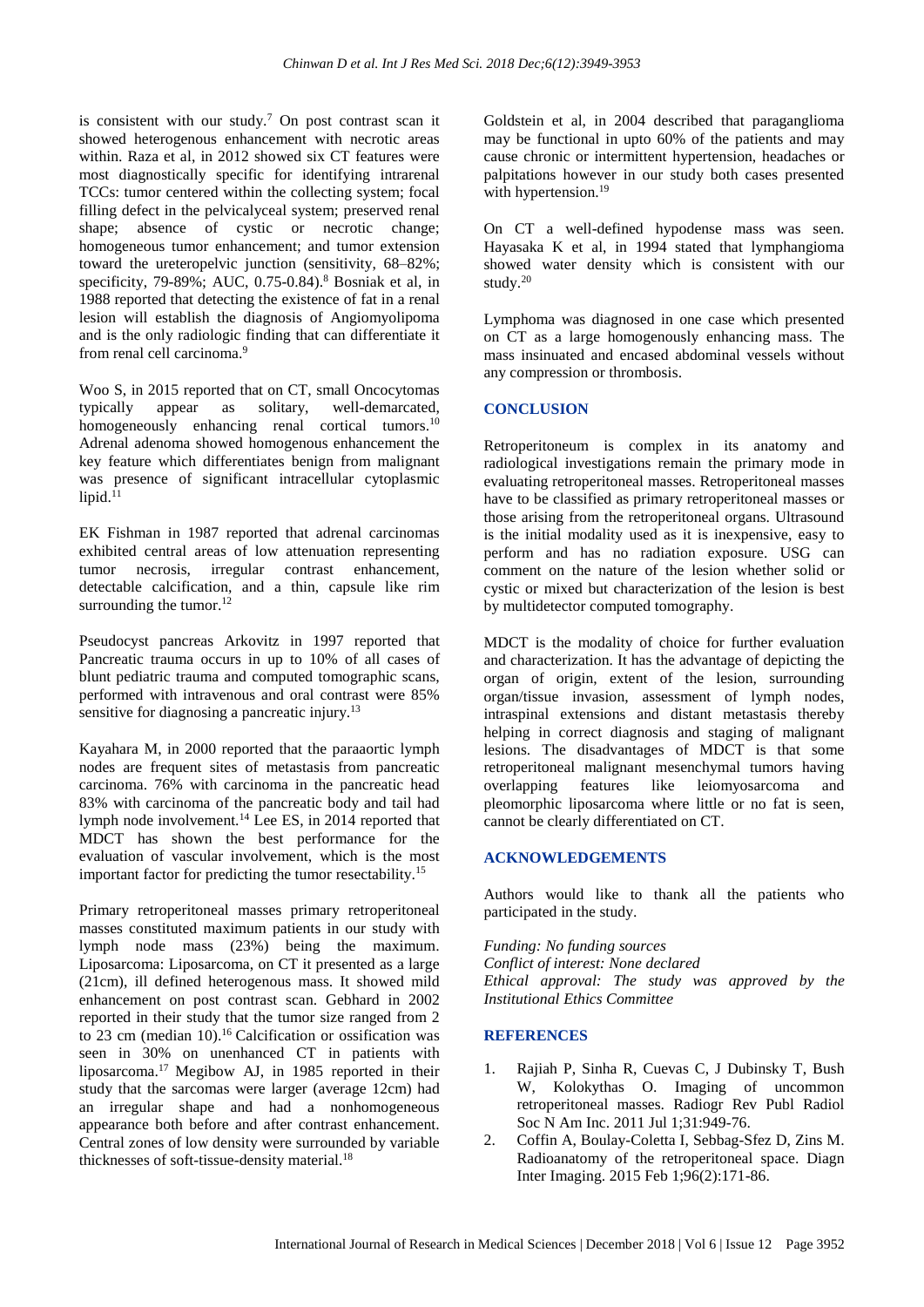is consistent with our study.[7] On post contrast scan it showed heterogenous enhancement with necrotic areas within. Raza et al, in 2012 showed six CT features were most diagnostically specific for identifying intrarenal TCCs: tumor centered within the collecting system; focal filling defect in the pelvicalyceal system; preserved renal shape; absence of cystic or necrotic change; homogeneous tumor enhancement; and tumor extension toward the ureteropelvic junction (sensitivity, 68–82%; specificity, 79-89%; AUC, 0.75-0.84).[8] Bosniak et al, in 1988 reported that detecting the existence of fat in a renal lesion will establish the diagnosis of Angiomyolipoma and is the only radiologic finding that can differentiate it from renal cell carcinoma.[9]

Woo S, in 2015 reported that on CT, small Oncocytomas typically appear as solitary, well-demarcated, homogeneously enhancing renal cortical tumors.[10] Adrenal adenoma showed homogenous enhancement the key feature which differentiates benign from malignant was presence of significant intracellular cytoplasmic lipid.[11]

EK Fishman in 1987 reported that adrenal carcinomas exhibited central areas of low attenuation representing tumor necrosis, irregular contrast enhancement, detectable calcification, and a thin, capsule like rim surrounding the tumor.[12]

Pseudocyst pancreas Arkovitz in 1997 reported that Pancreatic trauma occurs in up to 10% of all cases of blunt pediatric trauma and computed tomographic scans, performed with intravenous and oral contrast were 85% sensitive for diagnosing a pancreatic injury.[13]

Kayahara M, in 2000 reported that the paraaortic lymph nodes are frequent sites of metastasis from pancreatic carcinoma. 76% with carcinoma in the pancreatic head 83% with carcinoma of the pancreatic body and tail had lymph node involvement.[14] Lee ES, in 2014 reported that MDCT has shown the best performance for the evaluation of vascular involvement, which is the most important factor for predicting the tumor resectability.[15]

Primary retroperitoneal masses primary retroperitoneal masses constituted maximum patients in our study with lymph node mass (23%) being the maximum. Liposarcoma: Liposarcoma, on CT it presented as a large (21cm), ill defined heterogeneous mass. It showed mild enhancement on post contrast scan. Gebhard in 2002 reported in their study that the tumor size ranged from 2 to 23 cm (median 10).[16] Calcification or ossification was seen in 30% on unenhanced CT in patients with liposarcoma.[17] Megibow AJ, in 1985 reported in their study that the sarcomas were larger (average 12cm) had an irregular shape and had a nonhomogeneous appearance both before and after contrast enhancement. Central zones of low density were surrounded by variable thicknesses of soft-tissue-density material.[18]

Goldstein et al, in 2004 described that paraganglioma may be functional in upto 60% of the patients and may cause chronic or intermittent hypertension, headaches or palpitations however in our study both cases presented with hypertension.[19]

On CT a well-defined hypodense mass was seen. Hayasaka K et al, in 1994 stated that lymphangioma showed water density which is consistent with our study.[20]

Lymphoma was diagnosed in one case which presented on CT as a large homogenously enhancing mass. The mass insinuated and encased abdominal vessels without any compression or thrombosis.

## CONCLUSION

Retroperitoneum is complex in its anatomy and radiological investigations remain the primary mode in evaluating retroperitoneal masses. Retroperitoneal masses have to be classified as primary retroperitoneal masses or those arising from the retroperitoneal organs. Ultrasound is the initial modality used as it is inexpensive, easy to perform and has no radiation exposure. USG can comment on the nature of the lesion whether solid or cystic or mixed but characterization of the lesion is best by multidetector computed tomography.

MDCT is the modality of choice for further evaluation and characterization. It has the advantage of depicting the organ of origin, extent of the lesion, surrounding organ/tissue invasion, assessment of lymph nodes, intraspinal extensions and distant metastasis thereby helping in correct diagnosis and staging of malignant lesions. The disadvantages of MDCT is that some retroperitoneal malignant mesenchymal tumors having overlapping features like leiomyosarcoma and pleomorphic liposarcoma where little or no fat is seen, cannot be clearly differentiated on CT.

## ACKNOWLEDGEMENTS

Authors would like to thank all the patients who participated in the study.

*Funding: No funding sources*
*Conflict of interest: None declared*
*Ethical approval: The study was approved by the Institutional Ethics Committee*

## REFERENCES

1. Rajiah P, Sinha R, Cuevas C, J Dubinsky T, Bush W, Kolokythas O. Imaging of uncommon retroperitoneal masses. Radiogr Rev Publ Radiol Soc N Am Inc. 2011 Jul 1;31:949-76.
2. Coffin A, Boulay-Coletta I, Sebbag-Sfez D, Zins M. Radioanatomy of the retroperitoneal space. Diagn Inter Imaging. 2015 Feb 1;96(2):171-86.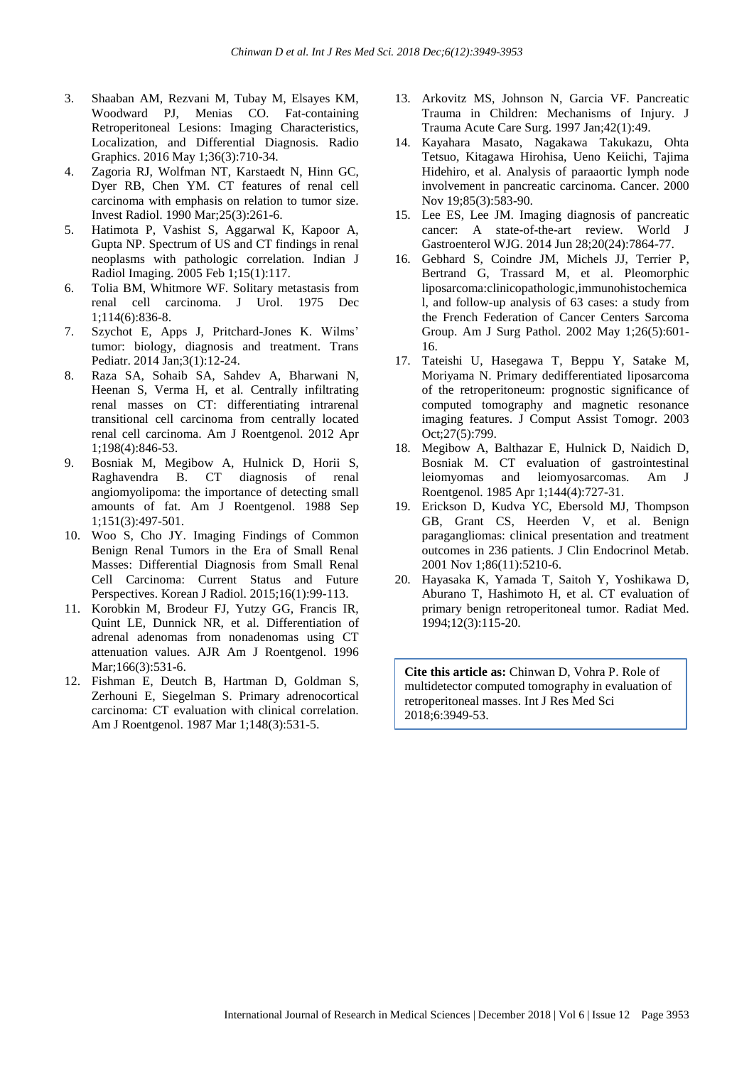3. Shaaban AM, Rezvani M, Tubay M, Elsayes KM, Woodward PJ, Menias CO. Fat-containing Retroperitoneal Lesions: Imaging Characteristics, Localization, and Differential Diagnosis. Radio Graphics. 2016 May 1;36(3):710-34.
4. Zagoria RJ, Wolfman NT, Karstaedt N, Hinn GC, Dyer RB, Chen YM. CT features of renal cell carcinoma with emphasis on relation to tumor size. Invest Radiol. 1990 Mar;25(3):261-6.
5. Hatimota P, Vashist S, Aggarwal K, Kapoor A, Gupta NP. Spectrum of US and CT findings in renal neoplasms with pathologic correlation. Indian J Radiol Imaging. 2005 Feb 1;15(1):117.
6. Tolia BM, Whitmore WF. Solitary metastasis from renal cell carcinoma. J Urol. 1975 Dec 1;114(6):836-8.
7. Szychot E, Apps J, Pritchard-Jones K. Wilms' tumor: biology, diagnosis and treatment. Trans Pediatr. 2014 Jan;3(1):12-24.
8. Raza SA, Sohaib SA, Sahdev A, Bharwani N, Heenan S, Verma H, et al. Centrally infiltrating renal masses on CT: differentiating intrarenal transitional cell carcinoma from centrally located renal cell carcinoma. Am J Roentgenol. 2012 Apr 1;198(4):846-53.
9. Bosniak M, Megibow A, Hulnick D, Horii S, Raghavendra B. CT diagnosis of renal angiomyolipoma: the importance of detecting small amounts of fat. Am J Roentgenol. 1988 Sep 1;151(3):497-501.
10. Woo S, Cho JY. Imaging Findings of Common Benign Renal Tumors in the Era of Small Renal Masses: Differential Diagnosis from Small Renal Cell Carcinoma: Current Status and Future Perspectives. Korean J Radiol. 2015;16(1):99-113.
11. Korobkin M, Brodeur FJ, Yutzy GG, Francis IR, Quint LE, Dunnick NR, et al. Differentiation of adrenal adenomas from nonadenomas using CT attenuation values. AJR Am J Roentgenol. 1996 Mar;166(3):531-6.
12. Fishman E, Deutch B, Hartman D, Goldman S, Zerhouni E, Siegelman S. Primary adrenocortical carcinoma: CT evaluation with clinical correlation. Am J Roentgenol. 1987 Mar 1;148(3):531-5.
13. Arkovitz MS, Johnson N, Garcia VF. Pancreatic Trauma in Children: Mechanisms of Injury. J Trauma Acute Care Surg. 1997 Jan;42(1):49.
14. Kayahara Masato, Nagakawa Takukazu, Ohta Tetsuo, Kitagawa Hirohisa, Ueno Keiichi, Tajima Hidehiro, et al. Analysis of paraaortic lymph node involvement in pancreatic carcinoma. Cancer. 2000 Nov 19;85(3):583-90.
15. Lee ES, Lee JM. Imaging diagnosis of pancreatic cancer: A state-of-the-art review. World J Gastroenterol WJG. 2014 Jun 28;20(24):7864-77.
16. Gebhard S, Coindre JM, Michels JJ, Terrier P, Bertrand G, Trassard M, et al. Pleomorphic liposarcoma:clinicopathologic,immunohistochemical, and follow-up analysis of 63 cases: a study from the French Federation of Cancer Centers Sarcoma Group. Am J Surg Pathol. 2002 May 1;26(5):601-16.
17. Tateishi U, Hasegawa T, Beppu Y, Satake M, Moriyama N. Primary dedifferentiated liposarcoma of the retroperitoneum: prognostic significance of computed tomography and magnetic resonance imaging features. J Comput Assist Tomogr. 2003 Oct;27(5):799.
18. Megibow A, Balthazar E, Hulnick D, Naidich D, Bosniak M. CT evaluation of gastrointestinal leiomyomas and leiomyosarcomas. Am J Roentgenol. 1985 Apr 1;144(4):727-31.
19. Erickson D, Kudva YC, Ebersold MJ, Thompson GB, Grant CS, Heerden V, et al. Benign paragangliomas: clinical presentation and treatment outcomes in 236 patients. J Clin Endocrinol Metab. 2001 Nov 1;86(11):5210-6.
20. Hayasaka K, Yamada T, Saitoh Y, Yoshikawa D, Aburano T, Hashimoto H, et al. CT evaluation of primary benign retroperitoneal tumor. Radiat Med. 1994;12(3):115-20.

**Cite this article as:** Chinwan D, Vohra P. Role of multidetector computed tomography in evaluation of retroperitoneal masses. Int J Res Med Sci 2018;6:3949-53.